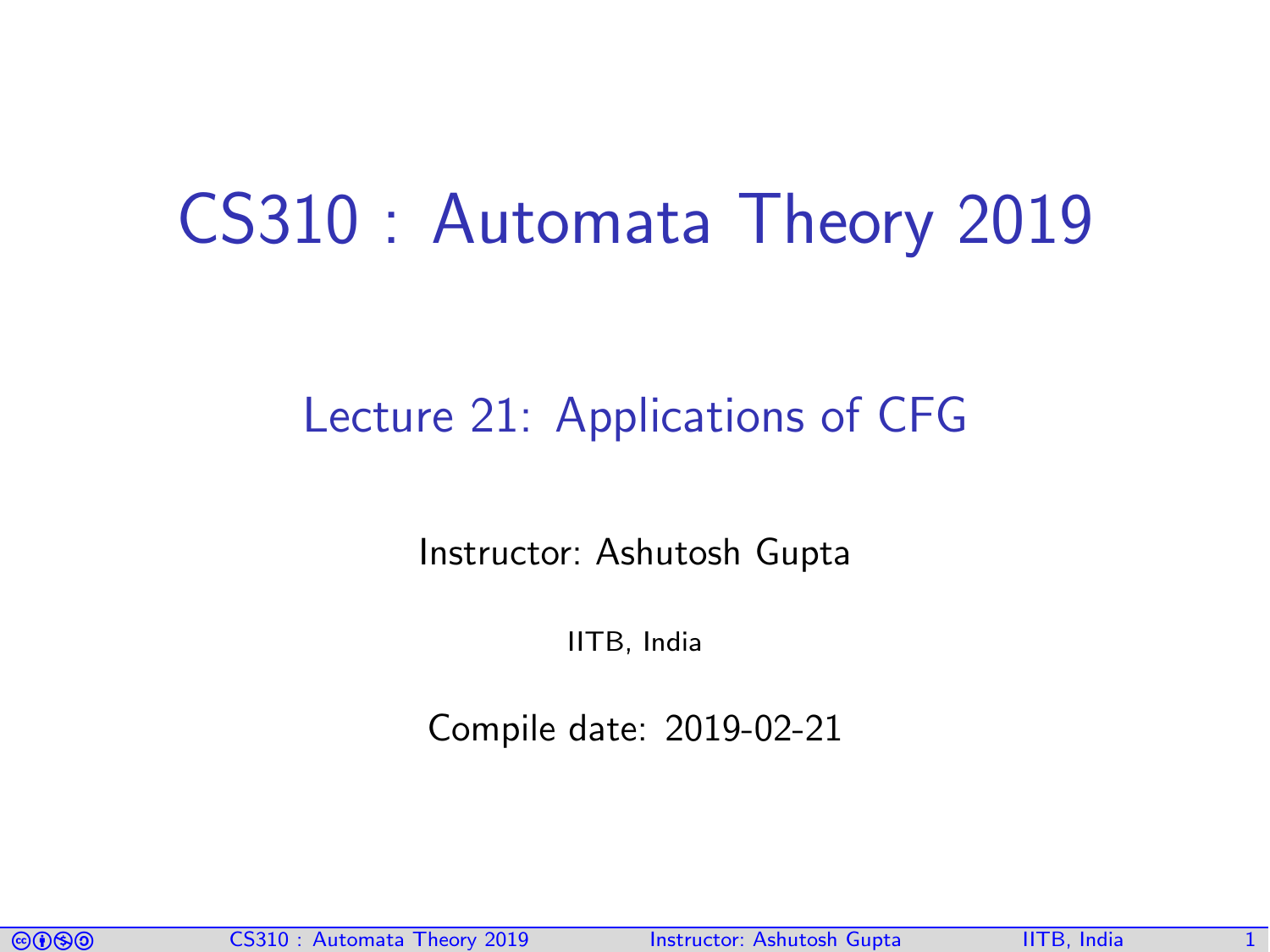# CS310 : Automata Theory 2019

## Lecture 21: Applications of CFG

Instructor: Ashutosh Gupta

IITB, India

Compile date: 2019-02-21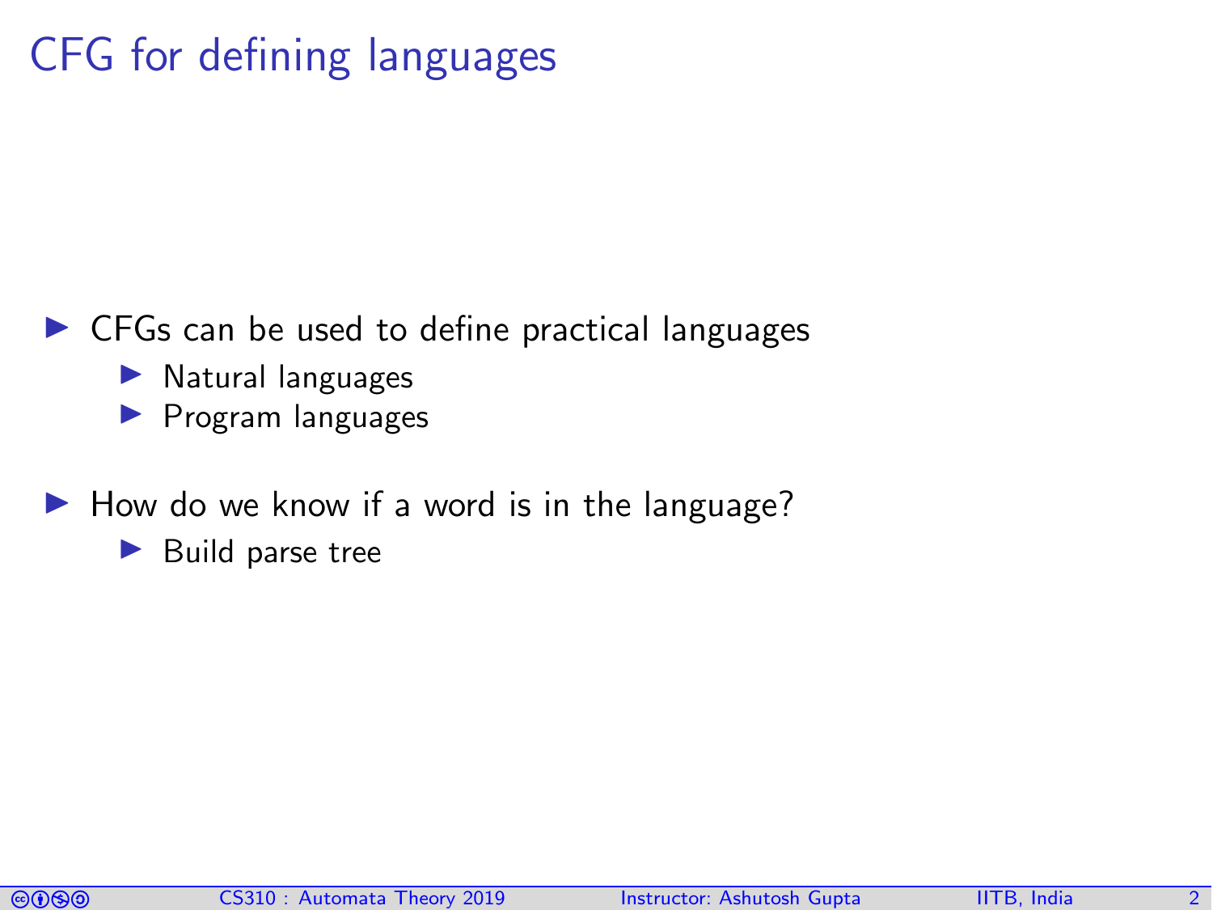# CFG for defining languages

- CFGs can be used to define practical languages
  - Natural languages
  - Program languages
- How do we know if a word is in the language?
  - Build parse tree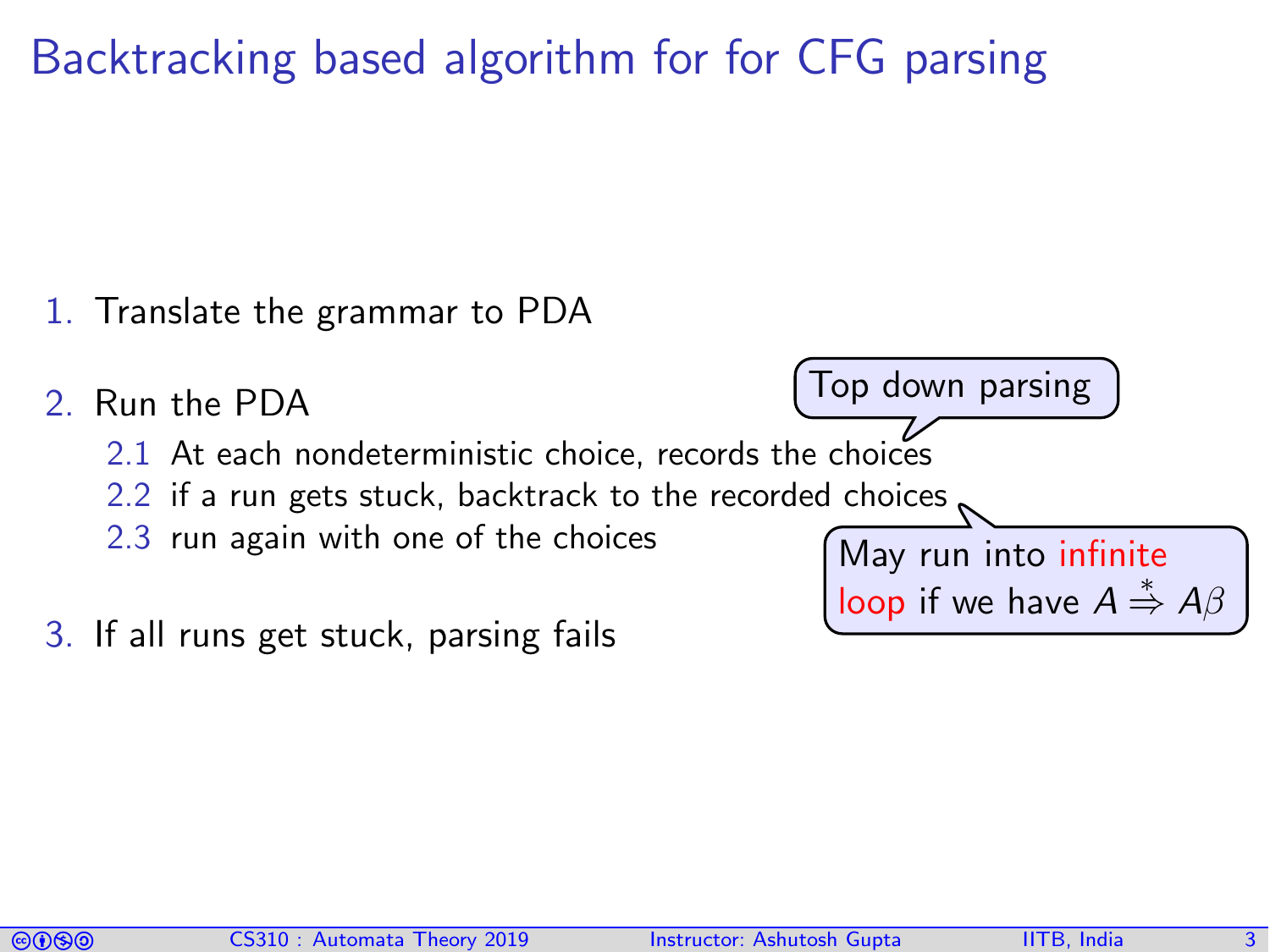# Backtracking based algorithm for for CFG parsing

1. Translate the grammar to PDA
2. Run the PDA
   2.1 At each nondeterministic choice, records the choices
   2.2 if a run gets stuck, backtrack to the recorded choices
   2.3 run again with one of the choices
3. If all runs get stuck, parsing fails

Top down parsing

May run into infinite loop if we have $A \stackrel{*}{\Rightarrow} A\beta$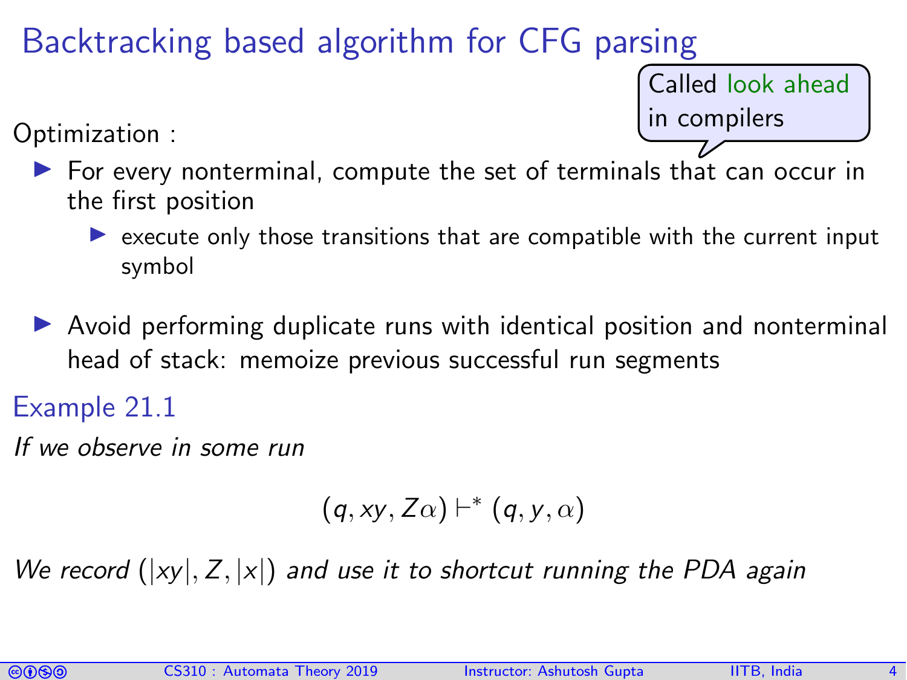# Backtracking based algorithm for CFG parsing

Called look ahead in compilers

Optimization :

- For every nonterminal, compute the set of terminals that can occur in the first position
  - execute only those transitions that are compatible with the current input symbol
- Avoid performing duplicate runs with identical position and nonterminal head of stack: memoize previous successful run segments

### Example 21.1

*If we observe in some run*

$$(q, xy, Z\alpha) \vdash^* (q, y, \alpha)$$

*We record* $(|xy|, Z, |x|)$ *and use it to shortcut running the PDA again*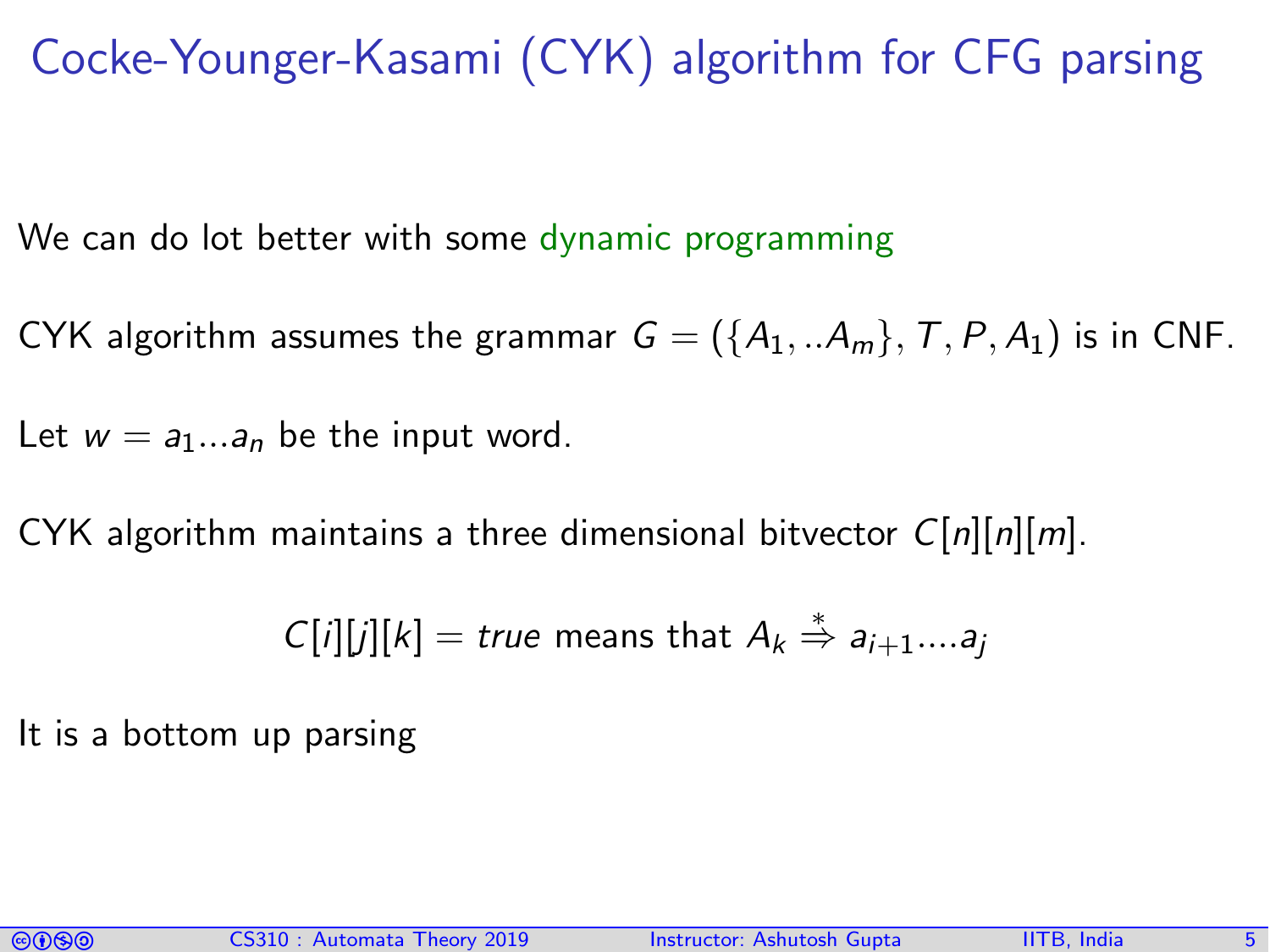# Cocke-Younger-Kasami (CYK) algorithm for CFG parsing

We can do lot better with some dynamic programming

CYK algorithm assumes the grammar $G = (\{A_1, ..A_m\}, T, P, A_1)$ is in CNF.

Let $w = a_1...a_n$ be the input word.

CYK algorithm maintains a three dimensional bitvector $C[n][n][m]$.

$$C[i][j][k] = \textit{true} \text{ means that } A_k \overset{*}{\Rightarrow} a_{i+1}....a_j$$

It is a bottom up parsing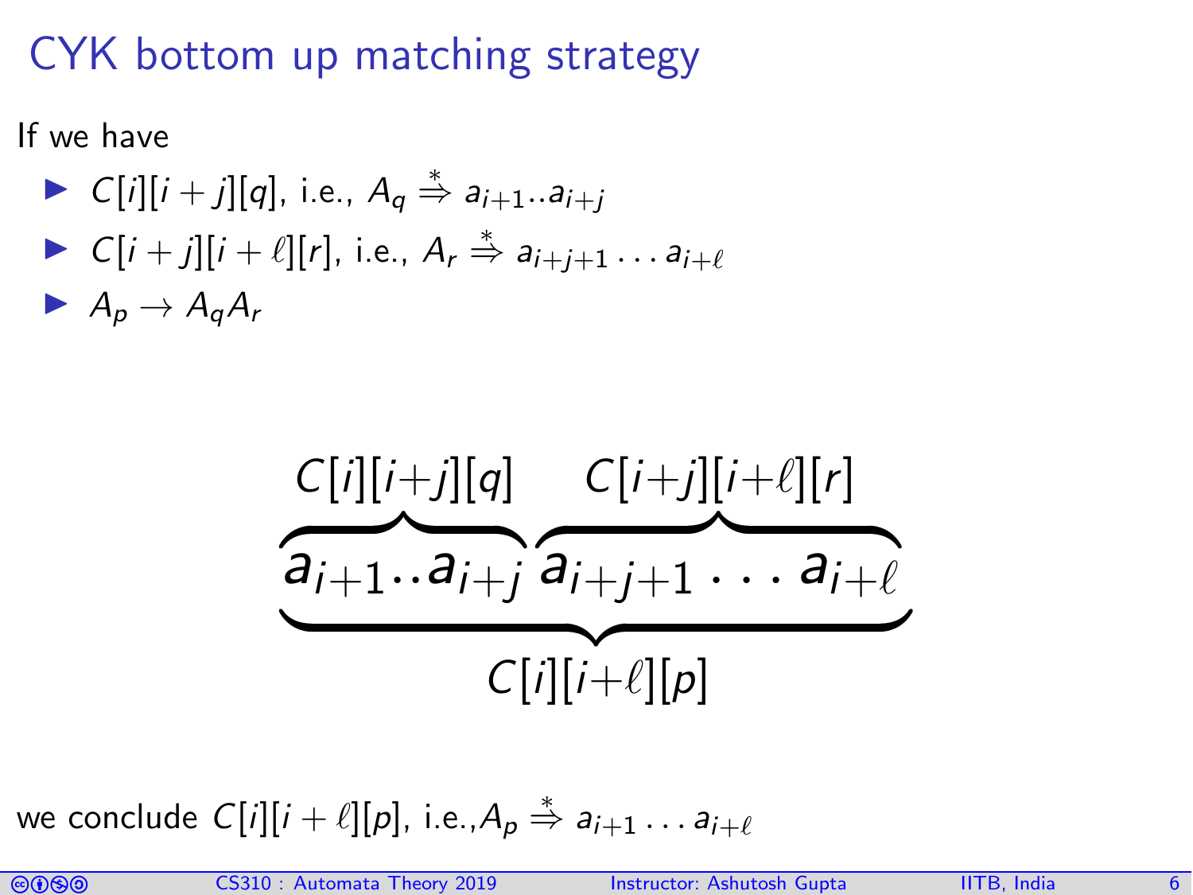# CYK bottom up matching strategy

If we have

- $C[i][i+j][q]$, i.e., $A_q \stackrel{*}{\Rightarrow} a_{i+1}..a_{i+j}$
- $C[i+j][i+\ell][r]$, i.e., $A_r \stackrel{*}{\Rightarrow} a_{i+j+1} \dots a_{i+\ell}$
- $A_p \rightarrow A_q A_r$

$$\underbrace{\overbrace{a_{i+1}..a_{i+j}}^{C[i][i+j][q]}\ \overbrace{a_{i+j+1} \dots a_{i+\ell}}^{C[i+j][i+\ell][r]}}_{C[i][i+\ell][p]}$$

we conclude $C[i][i+\ell][p]$, i.e., $A_p \stackrel{*}{\Rightarrow} a_{i+1} \dots a_{i+\ell}$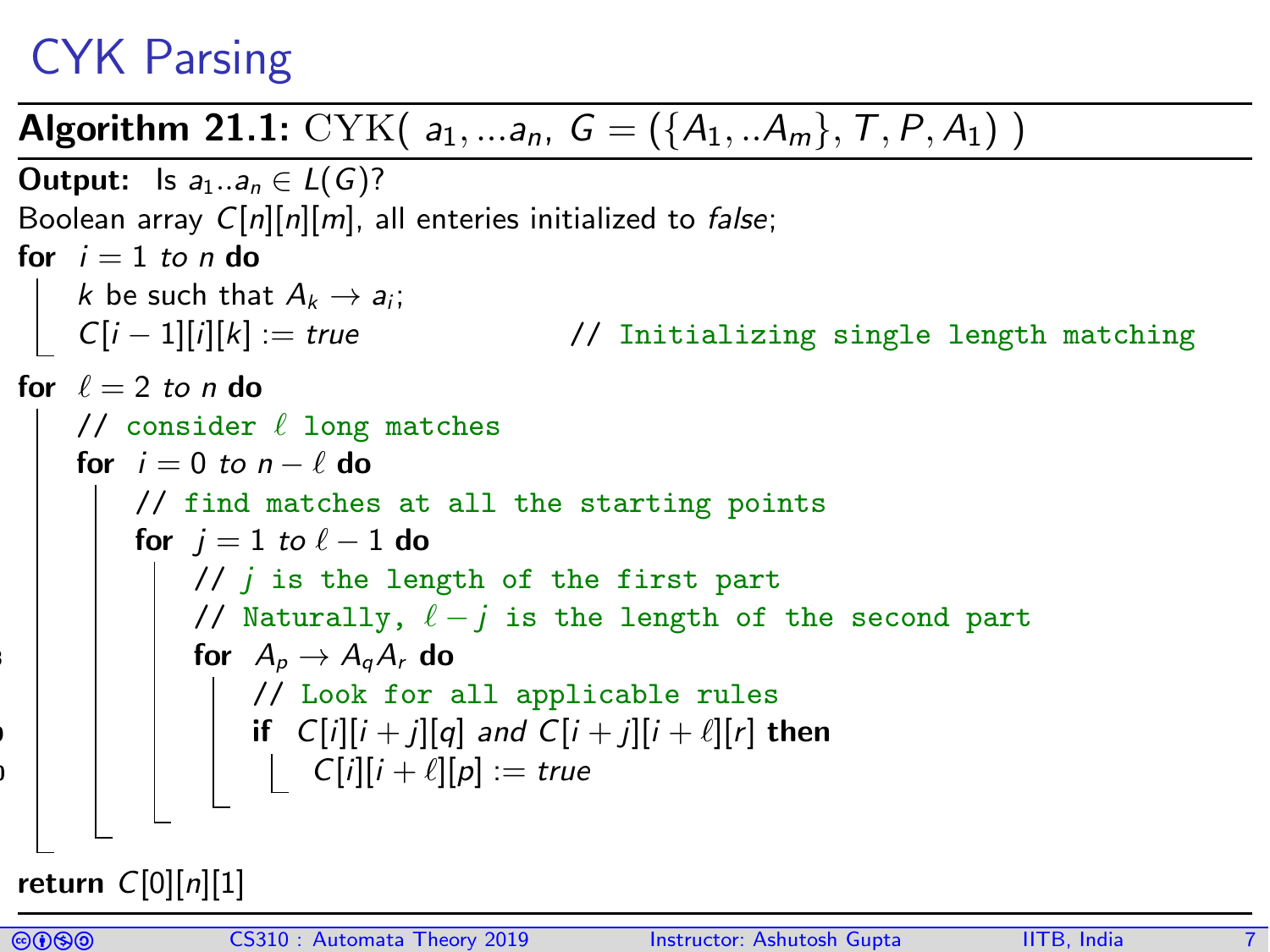# CYK Parsing

**Algorithm 21.1:** CYK( $a_1, ...a_n$, $G = (\{A_1, ..A_m\}, T, P, A_1)$ )

**Output:** Is $a_1..a_n \in L(G)$?

Boolean array $C[n][n][m]$, all enteries initialized to *false*;

**for** $i = 1$ *to* $n$ **do**

- $k$ be such that $A_k \to a_i$;
- $C[i-1][i][k] := true$ // Initializing single length matching

**for** $\ell = 2$ *to* $n$ **do**

- // consider $\ell$ long matches
- **for** $i = 0$ *to* $n - \ell$ **do**
  - // find matches at all the starting points
  - **for** $j = 1$ *to* $\ell - 1$ **do**
    - // $j$ is the length of the first part
    - // Naturally, $\ell - j$ is the length of the second part
    - **for** $A_p \to A_q A_r$ **do**
      - // Look for all applicable rules
      - **if** $C[i][i+j][q]$ *and* $C[i+j][i+\ell][r]$ **then**
        - $C[i][i+\ell][p] := true$

**return** $C[0][n][1]$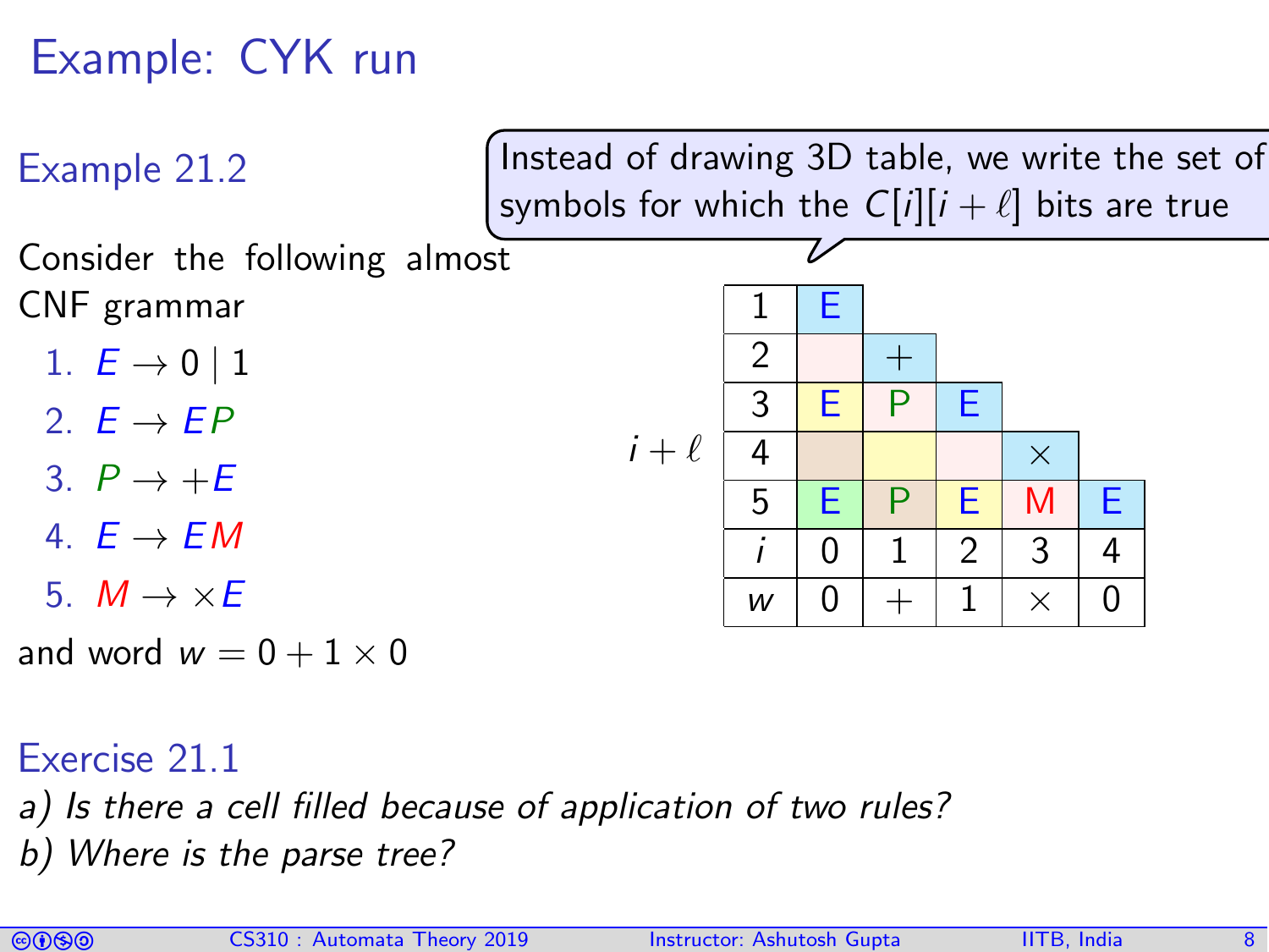# Example: CYK run

### Example 21.2

Consider the following almost CNF grammar

1. $E \rightarrow 0 \mid 1$
2. $E \rightarrow EP$
3. $P \rightarrow +E$
4. $E \rightarrow EM$
5. $M \rightarrow \times E$

and word $w = 0 + 1 \times 0$

Instead of drawing 3D table, we write the set of symbols for which the $C[i][i+\ell]$ bits are true

| $i+\ell$ | | | | | |
|---|---|---|---|---|---|
| 1 | E | | | | |
| 2 | | + | | | |
| 3 | E | P | E | | |
| 4 | | | | $\times$ | |
| 5 | E | P | E | M | E |
| $i$ | 0 | 1 | 2 | 3 | 4 |
| $w$ | 0 | + | 1 | $\times$ | 0 |

### Exercise 21.1

*a) Is there a cell filled because of application of two rules?*

*b) Where is the parse tree?*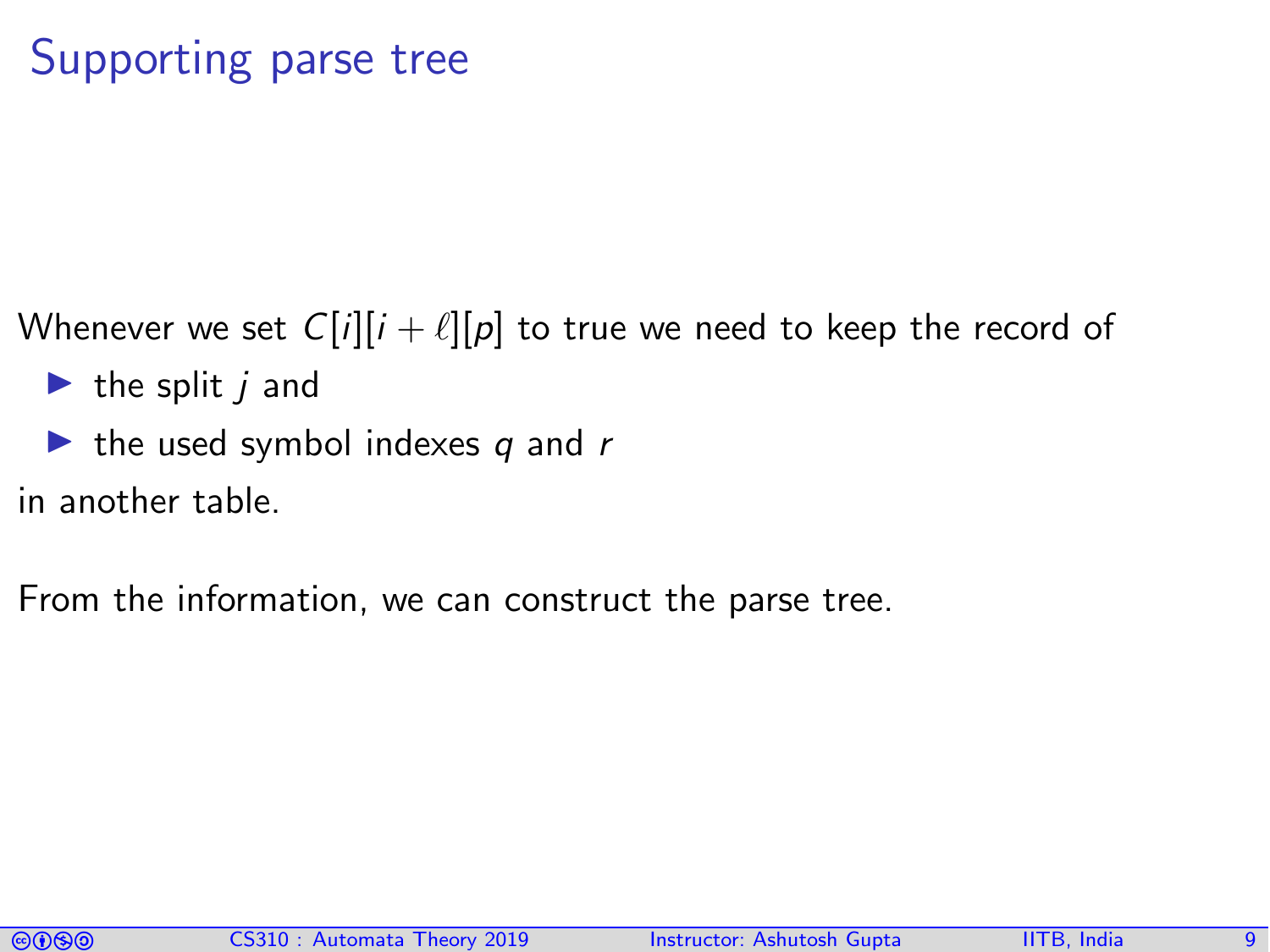# Supporting parse tree

Whenever we set $C[i][i+\ell][p]$ to true we need to keep the record of

- the split $j$ and
- the used symbol indexes $q$ and $r$

in another table.

From the information, we can construct the parse tree.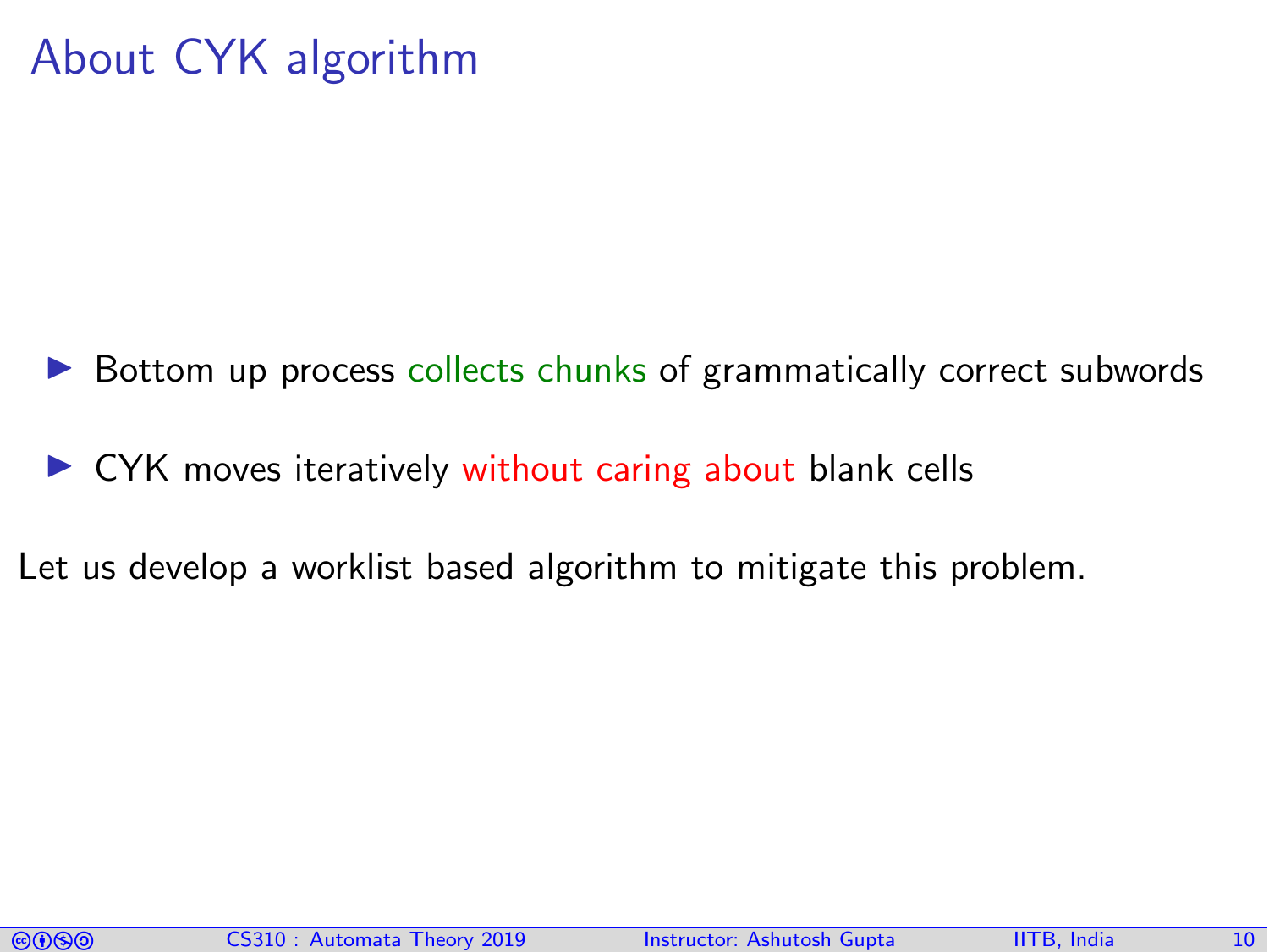# About CYK algorithm

- Bottom up process collects chunks of grammatically correct subwords
- CYK moves iteratively without caring about blank cells

Let us develop a worklist based algorithm to mitigate this problem.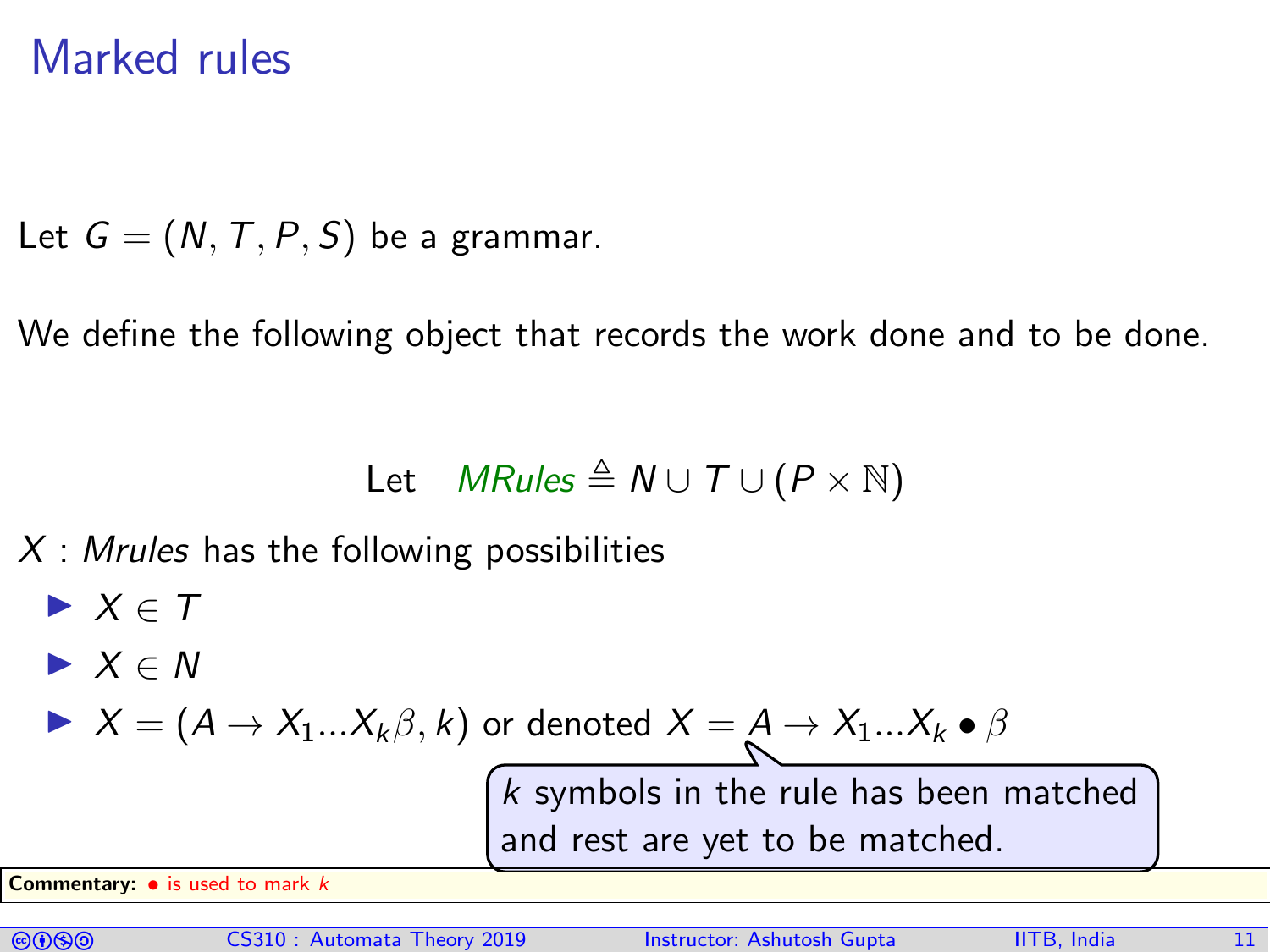# Marked rules

Let $G = (N, T, P, S)$ be a grammar.

We define the following object that records the work done and to be done.

$$\text{Let} \quad \mathit{MRules} \triangleq N \cup T \cup (P \times \mathbb{N})$$

$X$ : *Mrules* has the following possibilities

- $X \in T$
- $X \in N$
- $X = (A \to X_1 ... X_k \beta, k)$ or denoted $X = A \to X_1 ... X_k \bullet \beta$

$k$ symbols in the rule has been matched and rest are yet to be matched.

**Commentary:** $\bullet$ is used to mark $k$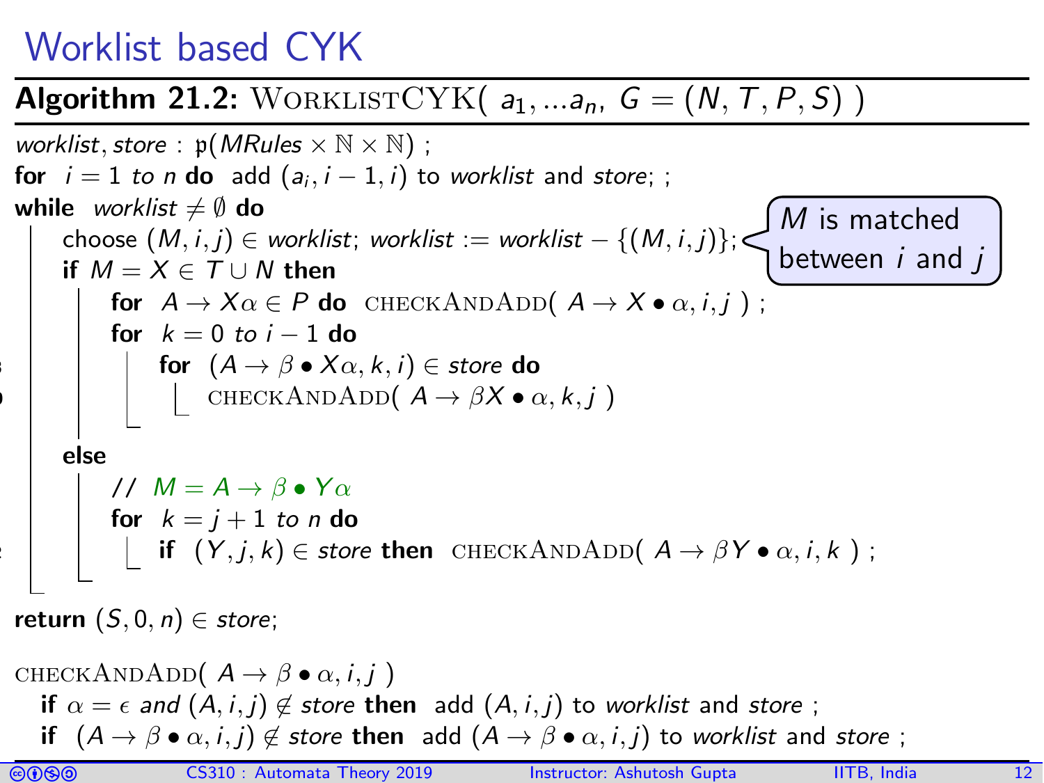# Worklist based CYK

**Algorithm 21.2:** $\text{WORKLISTCYK}(\ a_1, ...a_n,\ G = (N, T, P, S)\ )$

```
worklist, store : 𝔭(MRules × ℕ × ℕ) ;
for i = 1 to n do add (a_i, i − 1, i) to worklist and store; ;
while worklist ≠ ∅ do
    choose (M, i, j) ∈ worklist; worklist := worklist − {(M, i, j)};    // M is matched between i and j
    if M = X ∈ T ∪ N then
        for A → Xα ∈ P do checkAndAdd( A → X • α, i, j ) ;
        for k = 0 to i − 1 do
            for (A → β • Xα, k, i) ∈ store do
                checkAndAdd( A → βX • α, k, j )
    else
        // M = A → β • Yα
        for k = j + 1 to n do
            if (Y, j, k) ∈ store then checkAndAdd( A → βY • α, i, k ) ;
return (S, 0, n) ∈ store;

checkAndAdd( A → β • α, i, j )
    if α = ε and (A, i, j) ∉ store then add (A, i, j) to worklist and store ;
    if (A → β • α, i, j) ∉ store then add (A → β • α, i, j) to worklist and store ;
```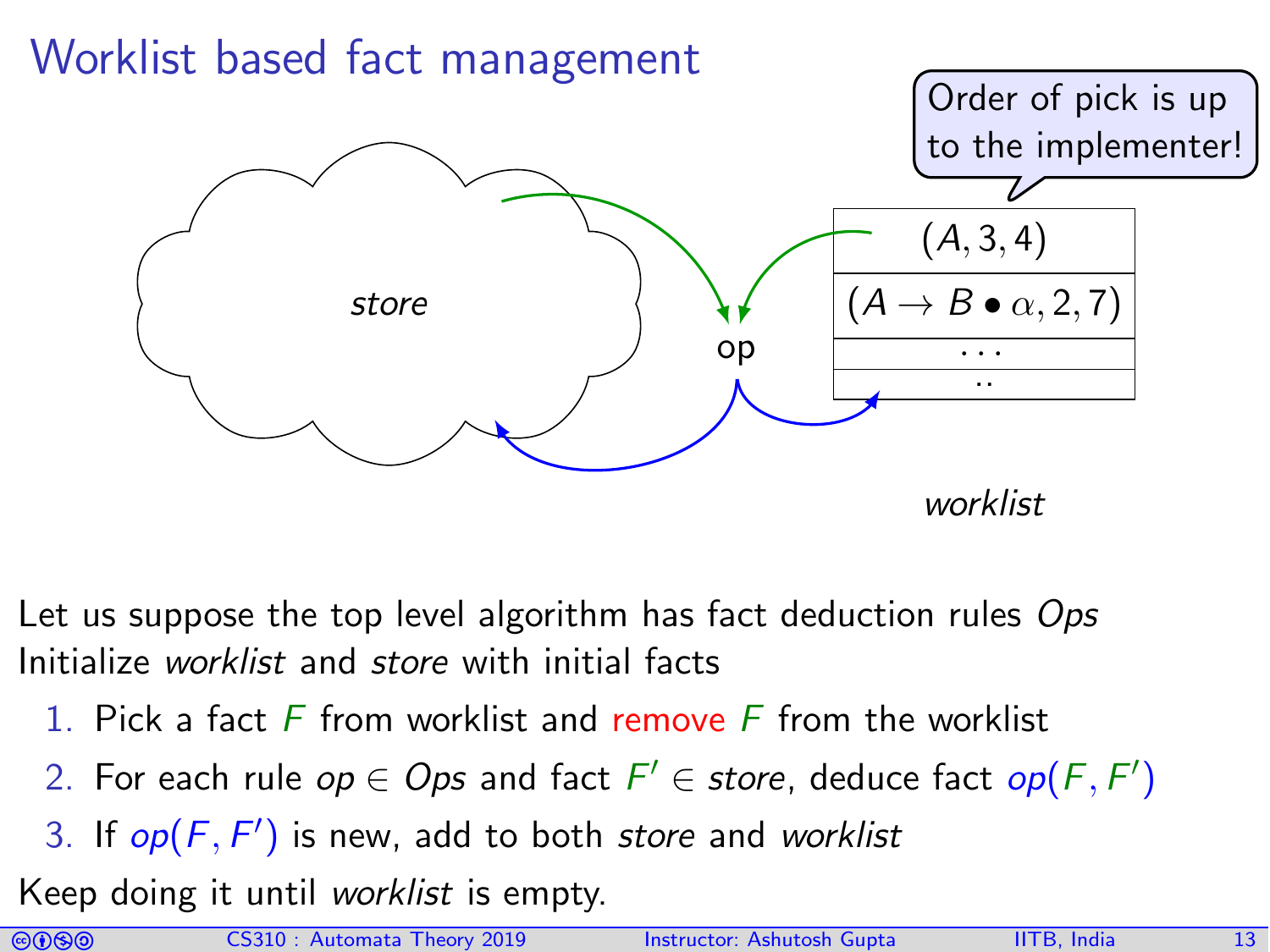# Worklist based fact management

Order of pick is up to the implementer!

*store*

op

| $(A, 3, 4)$ |
|---|
| $(A \rightarrow B \bullet \alpha, 2, 7)$ |
| ... |
| .. |

*worklist*

Let us suppose the top level algorithm has fact deduction rules *Ops*
Initialize *worklist* and *store* with initial facts

1. Pick a fact $F$ from worklist and remove $F$ from the worklist
2. For each rule $op \in Ops$ and fact $F' \in store$, deduce fact $op(F, F')$
3. If $op(F, F')$ is new, add to both *store* and *worklist*

Keep doing it until *worklist* is empty.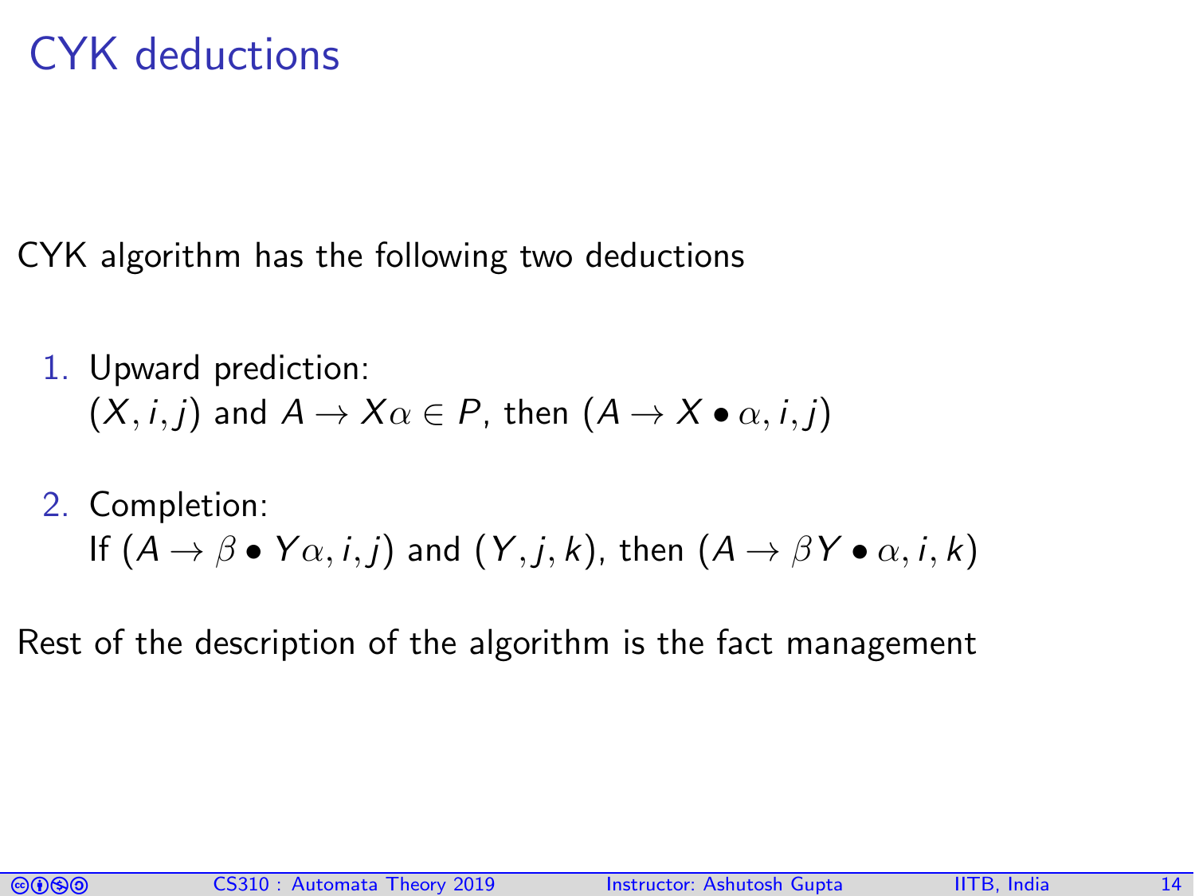# CYK deductions

CYK algorithm has the following two deductions

1. Upward prediction:
   $(X, i, j)$ and $A \rightarrow X\alpha \in P$, then $(A \rightarrow X \bullet \alpha, i, j)$
2. Completion:
   If $(A \rightarrow \beta \bullet Y\alpha, i, j)$ and $(Y, j, k)$, then $(A \rightarrow \beta Y \bullet \alpha, i, k)$

Rest of the description of the algorithm is the fact management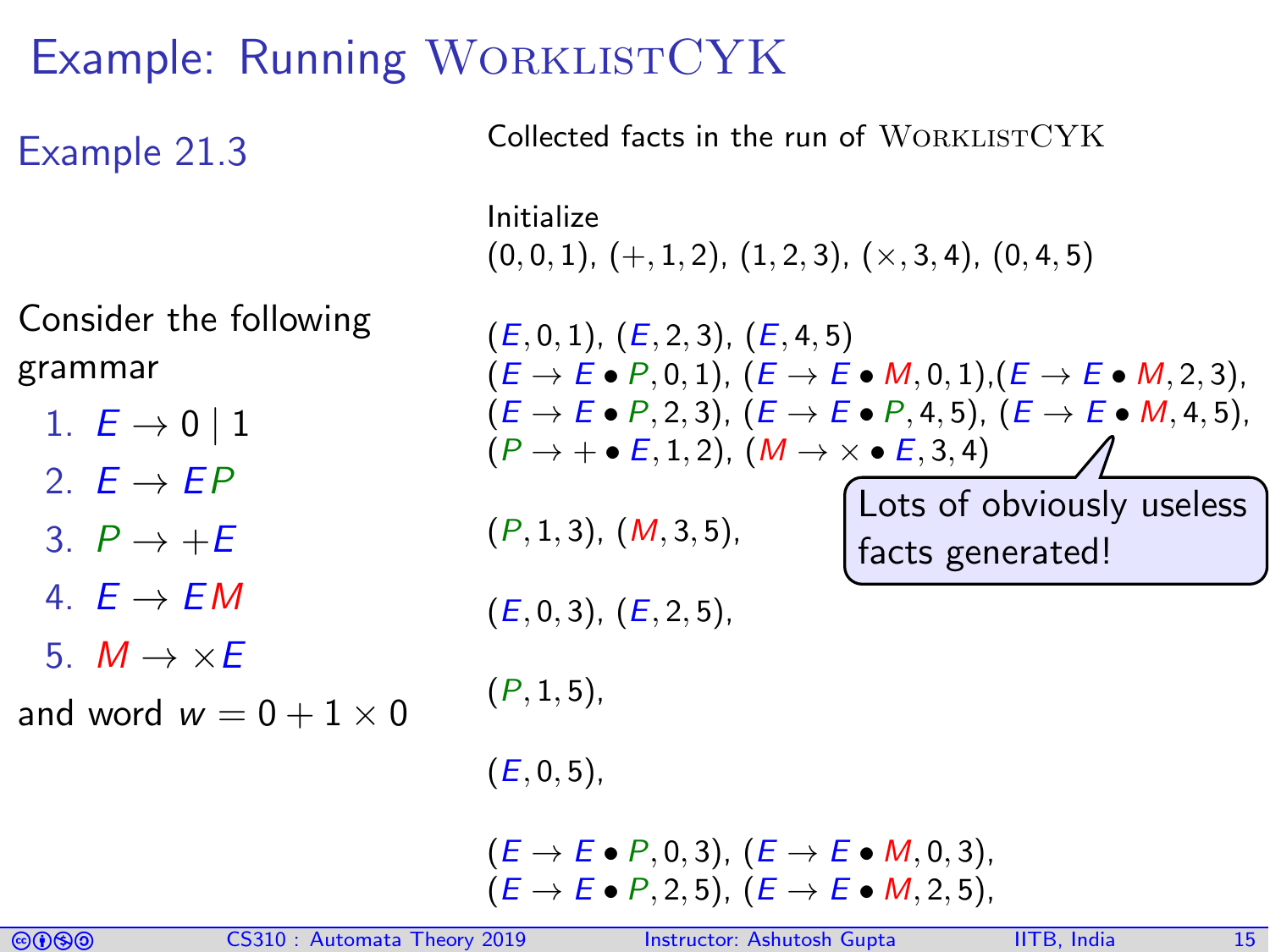# Example: Running WorklistCYK

## Example 21.3

Consider the following grammar

1. $E \rightarrow 0 \mid 1$
2. $E \rightarrow EP$
3. $P \rightarrow +E$
4. $E \rightarrow EM$
5. $M \rightarrow \times E$

and word $w = 0 + 1 \times 0$

Collected facts in the run of WorklistCYK

Initialize
$(0, 0, 1)$, $(+, 1, 2)$, $(1, 2, 3)$, $(\times, 3, 4)$, $(0, 4, 5)$

$(E, 0, 1)$, $(E, 2, 3)$, $(E, 4, 5)$
$(E \rightarrow E \bullet P, 0, 1)$, $(E \rightarrow E \bullet M, 0, 1)$,$(E \rightarrow E \bullet M, 2, 3)$,
$(E \rightarrow E \bullet P, 2, 3)$, $(E \rightarrow E \bullet P, 4, 5)$, $(E \rightarrow E \bullet M, 4, 5)$,
$(P \rightarrow + \bullet E, 1, 2)$, $(M \rightarrow \times \bullet E, 3, 4)$

Lots of obviously useless facts generated!

$(P, 1, 3)$, $(M, 3, 5)$,

$(E, 0, 3)$, $(E, 2, 5)$,

$(P, 1, 5)$,

$(E, 0, 5)$,

$(E \rightarrow E \bullet P, 0, 3)$, $(E \rightarrow E \bullet M, 0, 3)$,
$(E \rightarrow E \bullet P, 2, 5)$, $(E \rightarrow E \bullet M, 2, 5)$,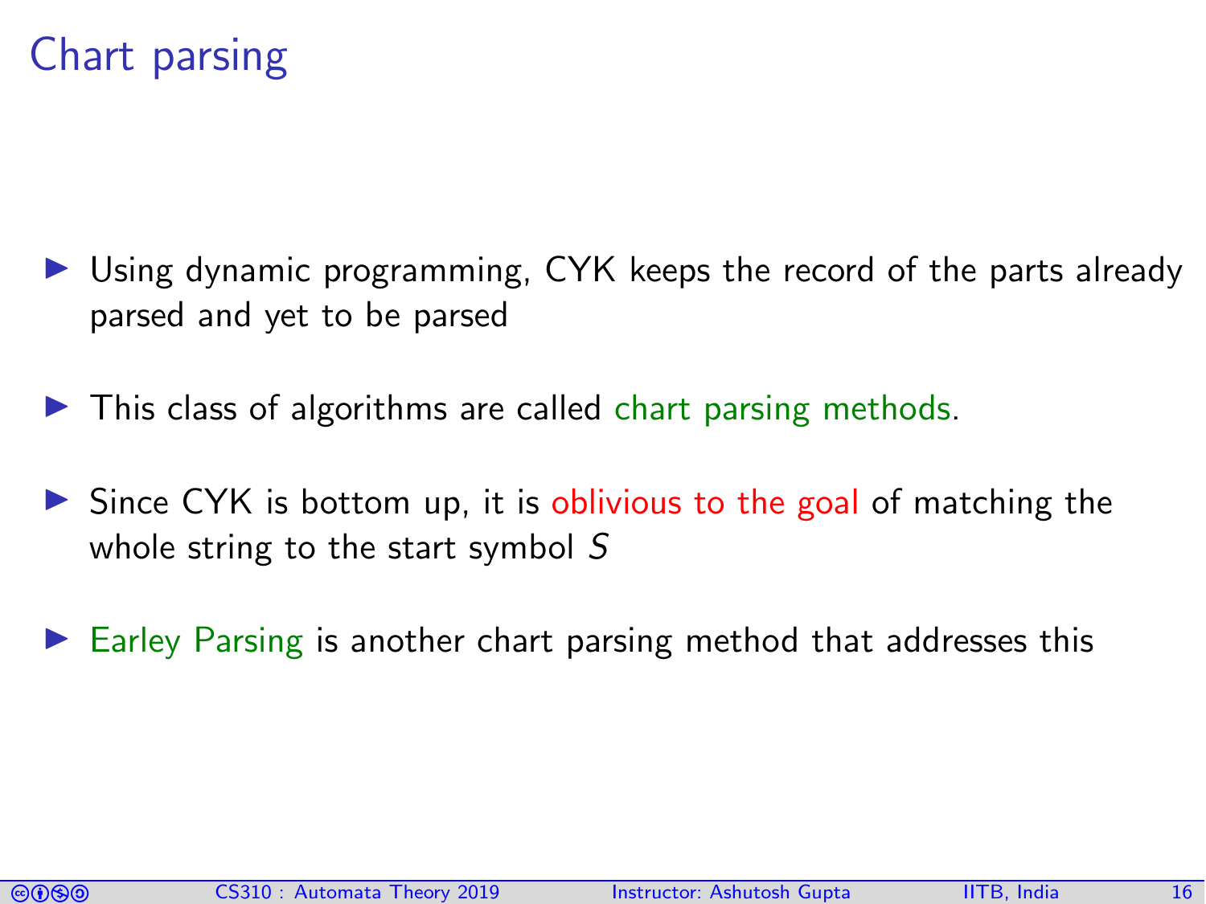# Chart parsing

- Using dynamic programming, CYK keeps the record of the parts already parsed and yet to be parsed
- This class of algorithms are called chart parsing methods.
- Since CYK is bottom up, it is oblivious to the goal of matching the whole string to the start symbol $S$
- Earley Parsing is another chart parsing method that addresses this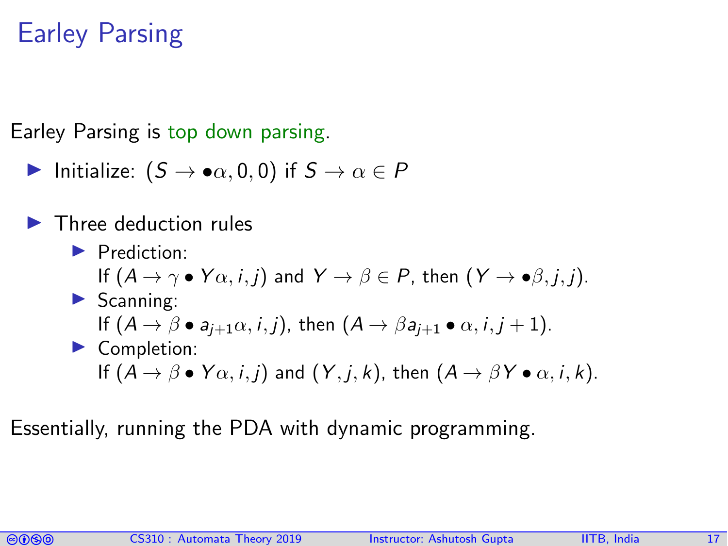# Earley Parsing

Earley Parsing is top down parsing.

- Initialize: $(S \to \bullet\alpha, 0, 0)$ if $S \to \alpha \in P$
- Three deduction rules
  - Prediction:
    If $(A \to \gamma \bullet Y\alpha, i, j)$ and $Y \to \beta \in P$, then $(Y \to \bullet\beta, j, j)$.
  - Scanning:
    If $(A \to \beta \bullet a_{j+1}\alpha, i, j)$, then $(A \to \beta a_{j+1} \bullet \alpha, i, j+1)$.
  - Completion:
    If $(A \to \beta \bullet Y\alpha, i, j)$ and $(Y, j, k)$, then $(A \to \beta Y \bullet \alpha, i, k)$.

Essentially, running the PDA with dynamic programming.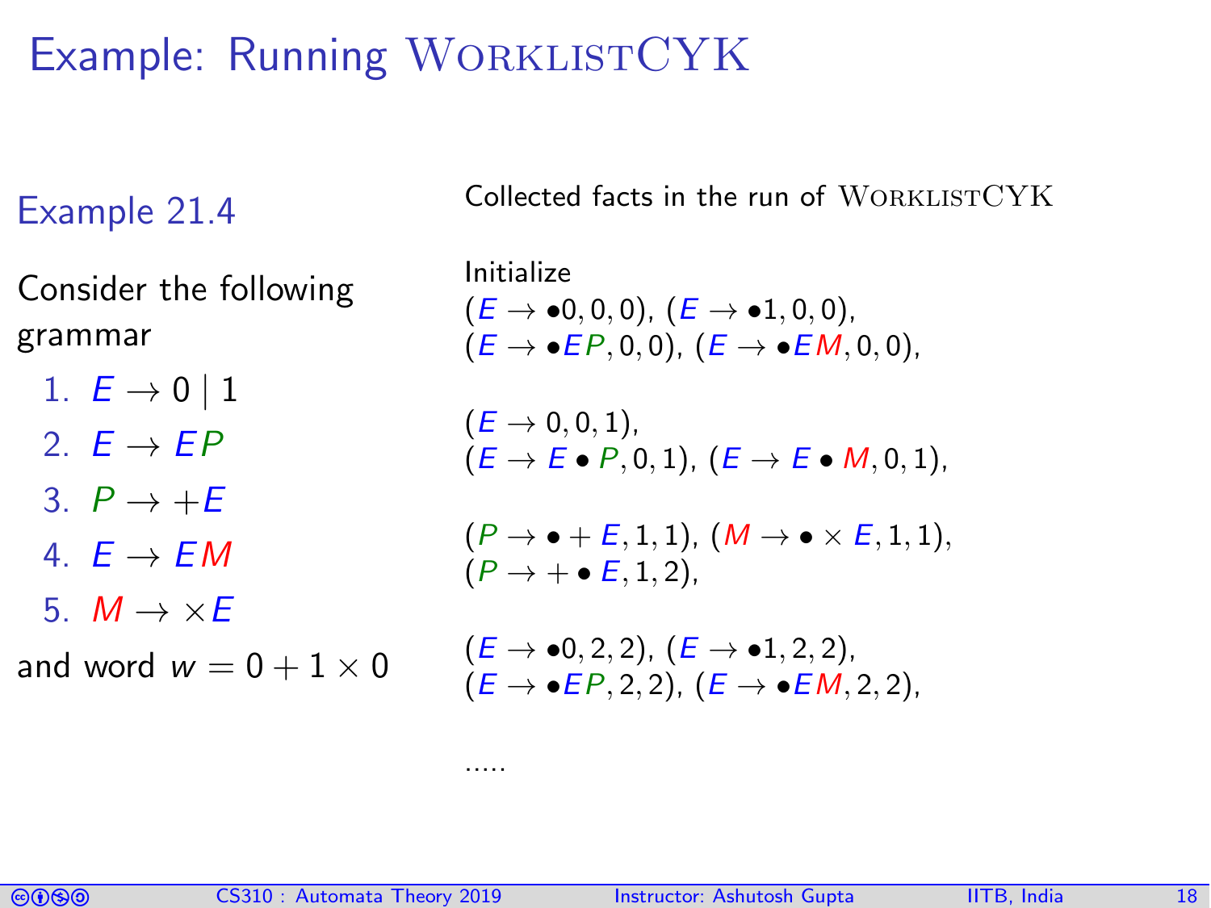# Example: Running WORKLISTCYK

### Example 21.4

Consider the following grammar

1. $E \to 0 \mid 1$
2. $E \to EP$
3. $P \to +E$
4. $E \to EM$
5. $M \to \times E$

and word $w = 0 + 1 \times 0$

Collected facts in the run of WORKLISTCYK

Initialize
$(E \to \bullet 0, 0, 0)$, $(E \to \bullet 1, 0, 0)$,
$(E \to \bullet EP, 0, 0)$, $(E \to \bullet EM, 0, 0)$,

$(E \to 0, 0, 1)$,
$(E \to E \bullet P, 0, 1)$, $(E \to E \bullet M, 0, 1)$,

$(P \to \bullet + E, 1, 1)$, $(M \to \bullet \times E, 1, 1)$,
$(P \to + \bullet E, 1, 2)$,

$(E \to \bullet 0, 2, 2)$, $(E \to \bullet 1, 2, 2)$,
$(E \to \bullet EP, 2, 2)$, $(E \to \bullet EM, 2, 2)$,

.....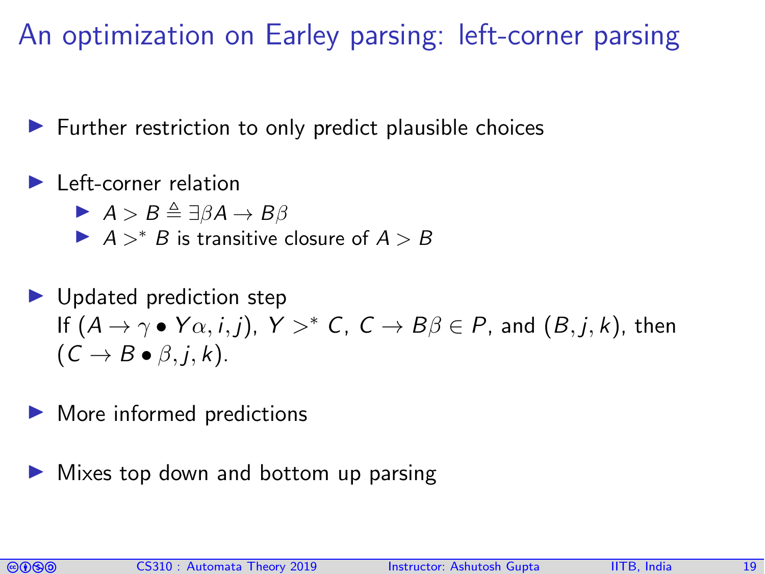# An optimization on Earley parsing: left-corner parsing

- Further restriction to only predict plausible choices

- Left-corner relation
  - $A > B \triangleq \exists \beta A \rightarrow B\beta$
  - $A >^* B$ is transitive closure of $A > B$

- Updated prediction step
  If $(A \rightarrow \gamma \bullet Y\alpha, i, j)$, $Y >^* C$, $C \rightarrow B\beta \in P$, and $(B, j, k)$, then $(C \rightarrow B \bullet \beta, j, k)$.

- More informed predictions

- Mixes top down and bottom up parsing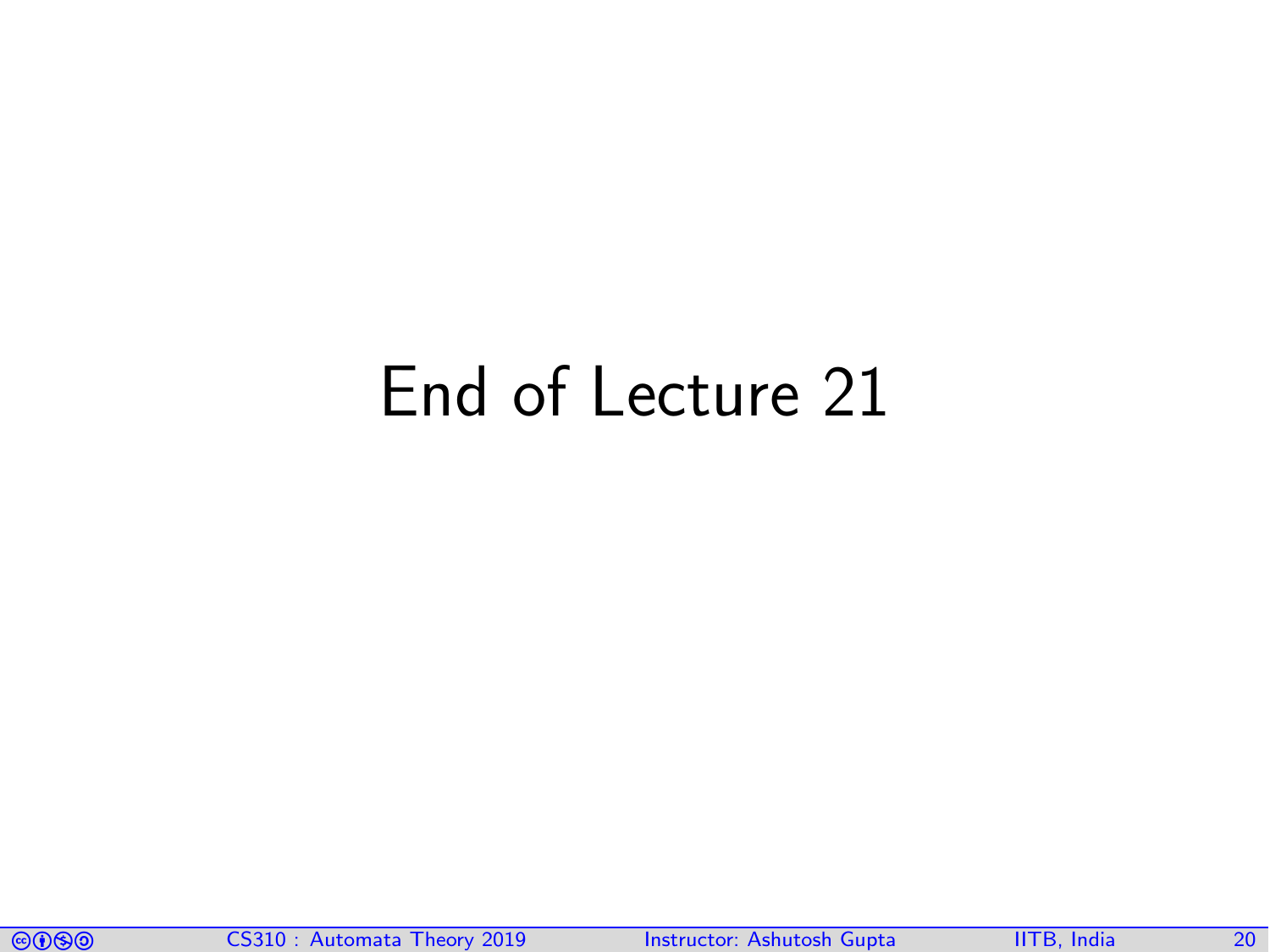# End of Lecture 21